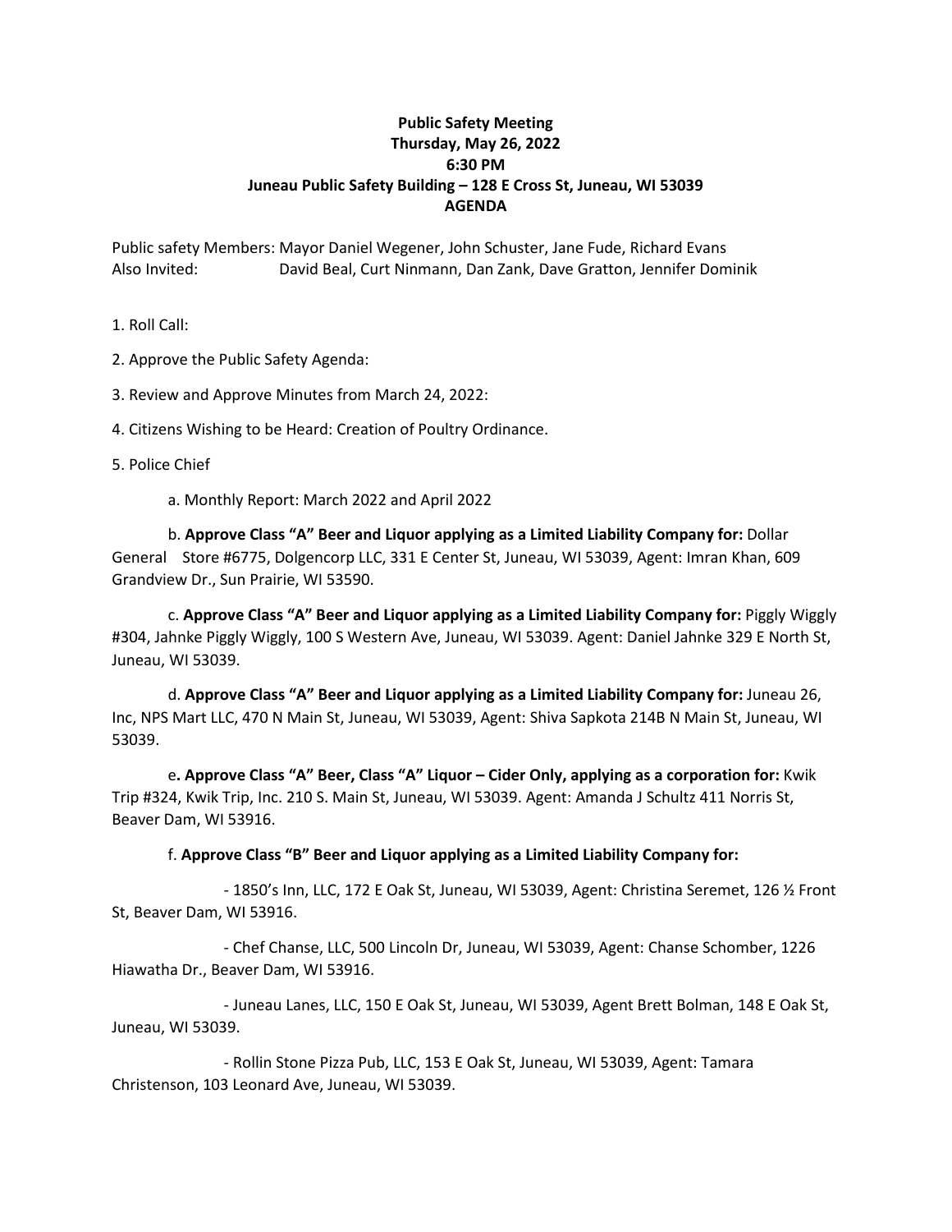**Public Safety Meeting**
**Thursday, May 26, 2022**
**6:30 PM**
**Juneau Public Safety Building – 128 E Cross St, Juneau, WI 53039**
**AGENDA**

Public safety Members: Mayor Daniel Wegener, John Schuster, Jane Fude, Richard Evans
Also Invited: David Beal, Curt Ninmann, Dan Zank, Dave Gratton, Jennifer Dominik

1. Roll Call:

2. Approve the Public Safety Agenda:

3. Review and Approve Minutes from March 24, 2022:

4. Citizens Wishing to be Heard: Creation of Poultry Ordinance.

5. Police Chief

a. Monthly Report: March 2022 and April 2022

b. **Approve Class "A" Beer and Liquor applying as a Limited Liability Company for:** Dollar General Store #6775, Dolgencorp LLC, 331 E Center St, Juneau, WI 53039, Agent: Imran Khan, 609 Grandview Dr., Sun Prairie, WI 53590.

c. **Approve Class "A" Beer and Liquor applying as a Limited Liability Company for:** Piggly Wiggly #304, Jahnke Piggly Wiggly, 100 S Western Ave, Juneau, WI 53039. Agent: Daniel Jahnke 329 E North St, Juneau, WI 53039.

d. **Approve Class "A" Beer and Liquor applying as a Limited Liability Company for:** Juneau 26, Inc, NPS Mart LLC, 470 N Main St, Juneau, WI 53039, Agent: Shiva Sapkota 214B N Main St, Juneau, WI 53039.

e**. Approve Class "A" Beer, Class "A" Liquor – Cider Only, applying as a corporation for:** Kwik Trip #324, Kwik Trip, Inc. 210 S. Main St, Juneau, WI 53039. Agent: Amanda J Schultz 411 Norris St, Beaver Dam, WI 53916.

f. **Approve Class "B" Beer and Liquor applying as a Limited Liability Company for:**

- 1850's Inn, LLC, 172 E Oak St, Juneau, WI 53039, Agent: Christina Seremet, 126 ½ Front St, Beaver Dam, WI 53916.

- Chef Chanse, LLC, 500 Lincoln Dr, Juneau, WI 53039, Agent: Chanse Schomber, 1226 Hiawatha Dr., Beaver Dam, WI 53916.

- Juneau Lanes, LLC, 150 E Oak St, Juneau, WI 53039, Agent Brett Bolman, 148 E Oak St, Juneau, WI 53039.

- Rollin Stone Pizza Pub, LLC, 153 E Oak St, Juneau, WI 53039, Agent: Tamara Christenson, 103 Leonard Ave, Juneau, WI 53039.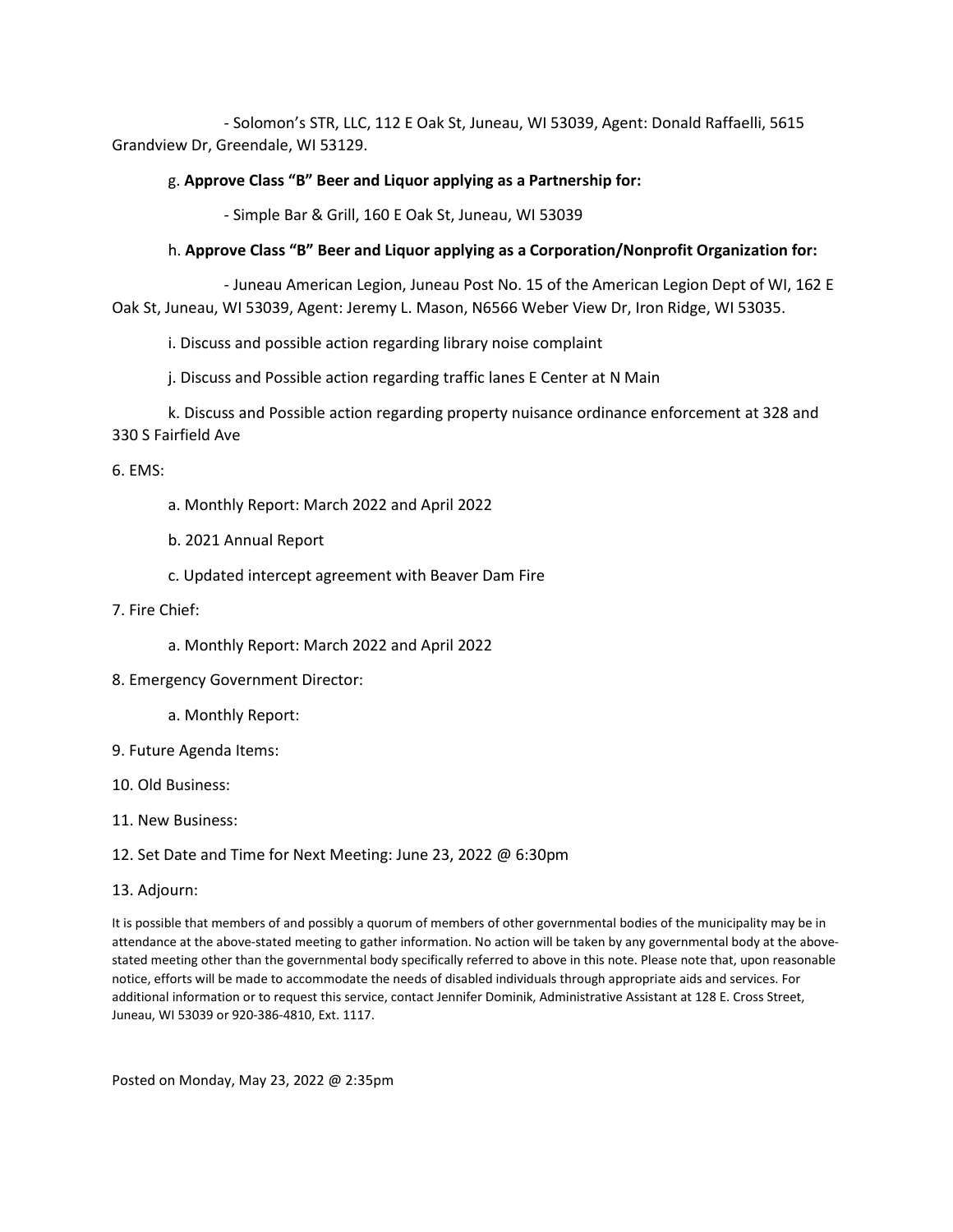- Solomon's STR, LLC, 112 E Oak St, Juneau, WI 53039, Agent: Donald Raffaelli, 5615 Grandview Dr, Greendale, WI 53129.

g. **Approve Class "B" Beer and Liquor applying as a Partnership for:**

- Simple Bar & Grill, 160 E Oak St, Juneau, WI 53039

h. **Approve Class "B" Beer and Liquor applying as a Corporation/Nonprofit Organization for:**

- Juneau American Legion, Juneau Post No. 15 of the American Legion Dept of WI, 162 E Oak St, Juneau, WI 53039, Agent: Jeremy L. Mason, N6566 Weber View Dr, Iron Ridge, WI 53035.

i. Discuss and possible action regarding library noise complaint

j. Discuss and Possible action regarding traffic lanes E Center at N Main

k. Discuss and Possible action regarding property nuisance ordinance enforcement at 328 and 330 S Fairfield Ave

6. EMS:

a. Monthly Report: March 2022 and April 2022

b. 2021 Annual Report

c. Updated intercept agreement with Beaver Dam Fire

7. Fire Chief:

a. Monthly Report: March 2022 and April 2022

8. Emergency Government Director:

a. Monthly Report:

9. Future Agenda Items:

10. Old Business:

11. New Business:

12. Set Date and Time for Next Meeting: June 23, 2022 @ 6:30pm

13. Adjourn:

It is possible that members of and possibly a quorum of members of other governmental bodies of the municipality may be in attendance at the above-stated meeting to gather information. No action will be taken by any governmental body at the above-stated meeting other than the governmental body specifically referred to above in this note. Please note that, upon reasonable notice, efforts will be made to accommodate the needs of disabled individuals through appropriate aids and services. For additional information or to request this service, contact Jennifer Dominik, Administrative Assistant at 128 E. Cross Street, Juneau, WI 53039 or 920-386-4810, Ext. 1117.

Posted on Monday, May 23, 2022 @ 2:35pm